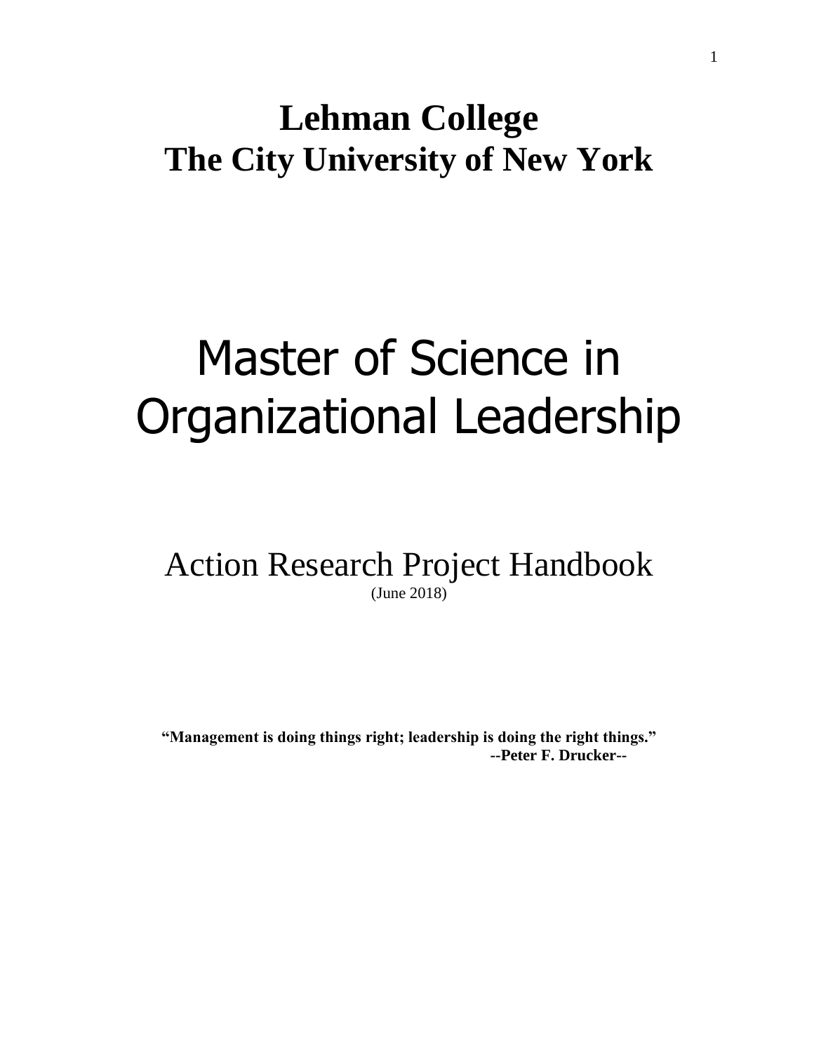# Lehman College
# The City University of New York

# Master of Science in Organizational Leadership

## Action Research Project Handbook

(June 2018)

**"Management is doing things right; leadership is doing the right things."**
**--Peter F. Drucker--**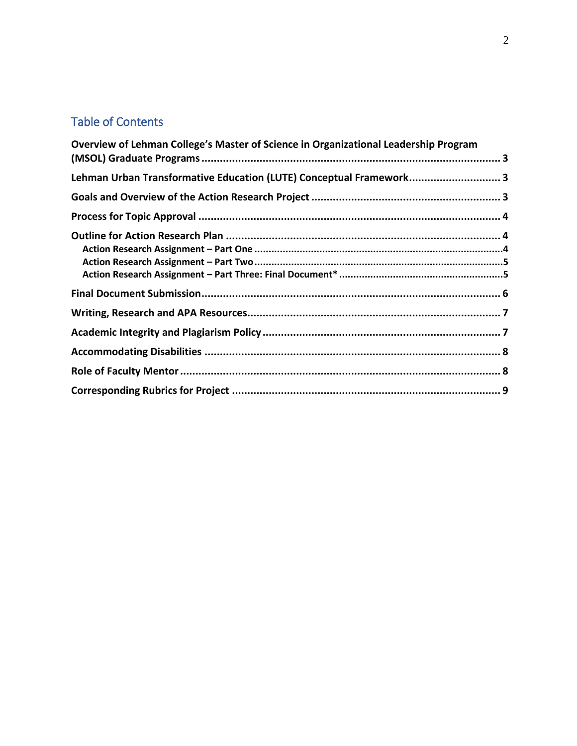## Table of Contents

**Overview of Lehman College's Master of Science in Organizational Leadership Program (MSOL) Graduate Programs** .......... 3

**Lehman Urban Transformative Education (LUTE) Conceptual Framework** .......... 3

**Goals and Overview of the Action Research Project** .......... 3

**Process for Topic Approval** .......... 4

**Outline for Action Research Plan** .......... 4

- **Action Research Assignment – Part One** .......... 4
- **Action Research Assignment – Part Two** .......... 5
- **Action Research Assignment – Part Three: Final Document*** .......... 5

**Final Document Submission** .......... 6

**Writing, Research and APA Resources** .......... 7

**Academic Integrity and Plagiarism Policy** .......... 7

**Accommodating Disabilities** .......... 8

**Role of Faculty Mentor** .......... 8

**Corresponding Rubrics for Project** .......... 9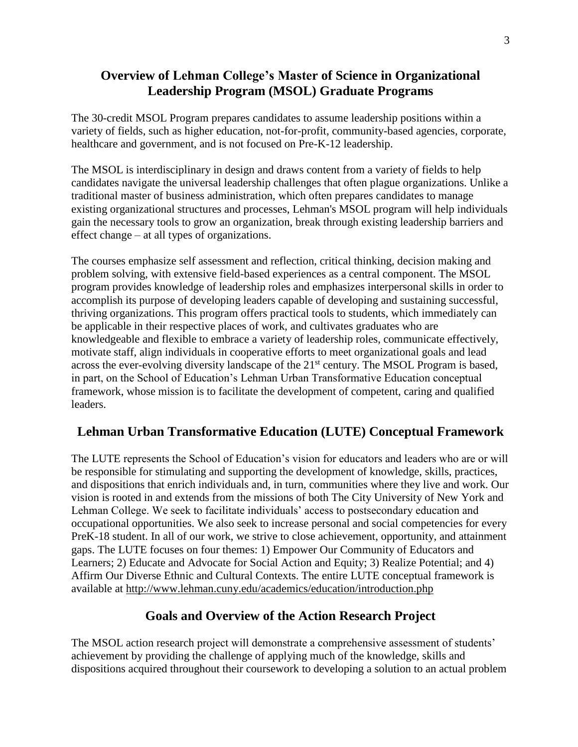## Overview of Lehman College's Master of Science in Organizational Leadership Program (MSOL) Graduate Programs

The 30-credit MSOL Program prepares candidates to assume leadership positions within a variety of fields, such as higher education, not-for-profit, community-based agencies, corporate, healthcare and government, and is not focused on Pre-K-12 leadership.

The MSOL is interdisciplinary in design and draws content from a variety of fields to help candidates navigate the universal leadership challenges that often plague organizations. Unlike a traditional master of business administration, which often prepares candidates to manage existing organizational structures and processes, Lehman's MSOL program will help individuals gain the necessary tools to grow an organization, break through existing leadership barriers and effect change – at all types of organizations.

The courses emphasize self assessment and reflection, critical thinking, decision making and problem solving, with extensive field-based experiences as a central component. The MSOL program provides knowledge of leadership roles and emphasizes interpersonal skills in order to accomplish its purpose of developing leaders capable of developing and sustaining successful, thriving organizations. This program offers practical tools to students, which immediately can be applicable in their respective places of work, and cultivates graduates who are knowledgeable and flexible to embrace a variety of leadership roles, communicate effectively, motivate staff, align individuals in cooperative efforts to meet organizational goals and lead across the ever-evolving diversity landscape of the 21st century. The MSOL Program is based, in part, on the School of Education's Lehman Urban Transformative Education conceptual framework, whose mission is to facilitate the development of competent, caring and qualified leaders.

## Lehman Urban Transformative Education (LUTE) Conceptual Framework

The LUTE represents the School of Education's vision for educators and leaders who are or will be responsible for stimulating and supporting the development of knowledge, skills, practices, and dispositions that enrich individuals and, in turn, communities where they live and work. Our vision is rooted in and extends from the missions of both The City University of New York and Lehman College. We seek to facilitate individuals' access to postsecondary education and occupational opportunities. We also seek to increase personal and social competencies for every PreK-18 student. In all of our work, we strive to close achievement, opportunity, and attainment gaps. The LUTE focuses on four themes: 1) Empower Our Community of Educators and Learners; 2) Educate and Advocate for Social Action and Equity; 3) Realize Potential; and 4) Affirm Our Diverse Ethnic and Cultural Contexts. The entire LUTE conceptual framework is available at http://www.lehman.cuny.edu/academics/education/introduction.php

## Goals and Overview of the Action Research Project

The MSOL action research project will demonstrate a comprehensive assessment of students' achievement by providing the challenge of applying much of the knowledge, skills and dispositions acquired throughout their coursework to developing a solution to an actual problem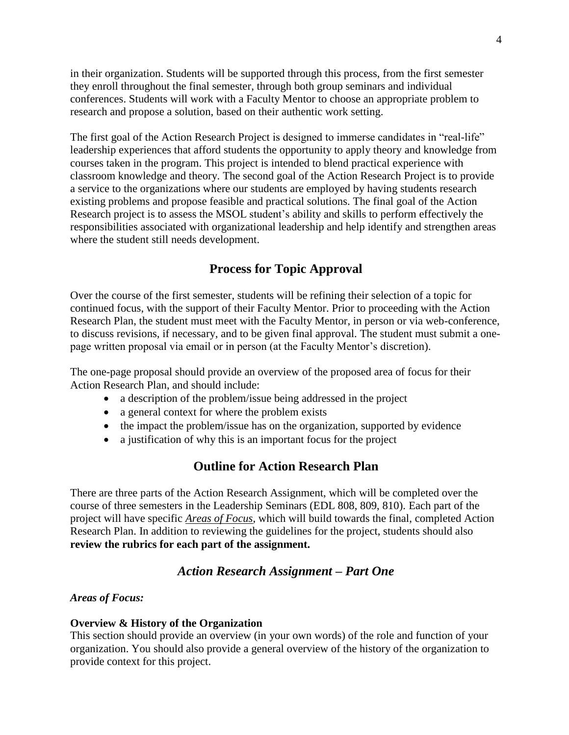in their organization. Students will be supported through this process, from the first semester they enroll throughout the final semester, through both group seminars and individual conferences. Students will work with a Faculty Mentor to choose an appropriate problem to research and propose a solution, based on their authentic work setting.

The first goal of the Action Research Project is designed to immerse candidates in "real-life" leadership experiences that afford students the opportunity to apply theory and knowledge from courses taken in the program. This project is intended to blend practical experience with classroom knowledge and theory. The second goal of the Action Research Project is to provide a service to the organizations where our students are employed by having students research existing problems and propose feasible and practical solutions. The final goal of the Action Research project is to assess the MSOL student's ability and skills to perform effectively the responsibilities associated with organizational leadership and help identify and strengthen areas where the student still needs development.

## Process for Topic Approval

Over the course of the first semester, students will be refining their selection of a topic for continued focus, with the support of their Faculty Mentor. Prior to proceeding with the Action Research Plan, the student must meet with the Faculty Mentor, in person or via web-conference, to discuss revisions, if necessary, and to be given final approval. The student must submit a one-page written proposal via email or in person (at the Faculty Mentor's discretion).

The one-page proposal should provide an overview of the proposed area of focus for their Action Research Plan, and should include:

- a description of the problem/issue being addressed in the project
- a general context for where the problem exists
- the impact the problem/issue has on the organization, supported by evidence
- a justification of why this is an important focus for the project

## Outline for Action Research Plan

There are three parts of the Action Research Assignment, which will be completed over the course of three semesters in the Leadership Seminars (EDL 808, 809, 810). Each part of the project will have specific *Areas of Focus*, which will build towards the final, completed Action Research Plan. In addition to reviewing the guidelines for the project, students should also **review the rubrics for each part of the assignment.**

### *Action Research Assignment – Part One*

***Areas of Focus:***

**Overview & History of the Organization**

This section should provide an overview (in your own words) of the role and function of your organization. You should also provide a general overview of the history of the organization to provide context for this project.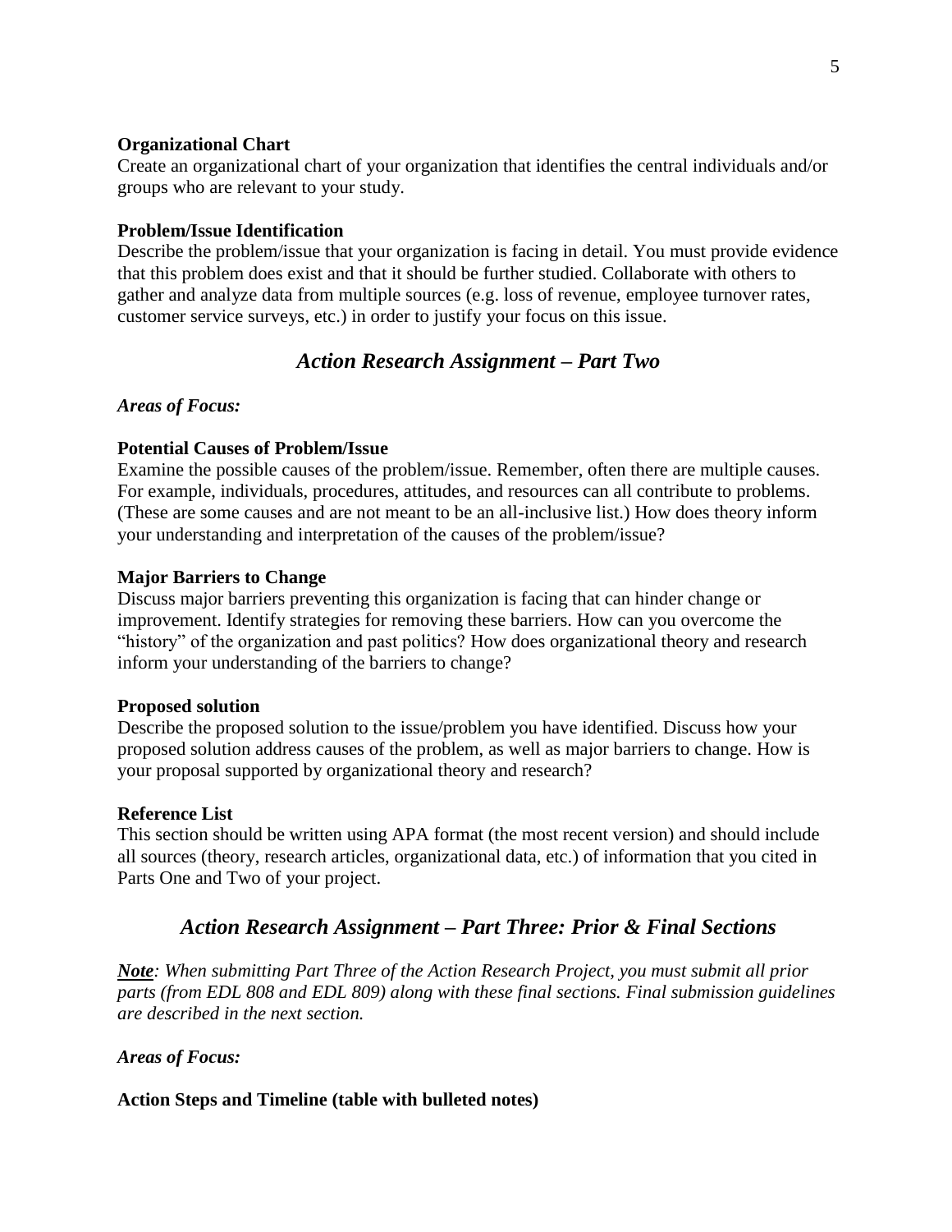**Organizational Chart**

Create an organizational chart of your organization that identifies the central individuals and/or groups who are relevant to your study.

**Problem/Issue Identification**

Describe the problem/issue that your organization is facing in detail. You must provide evidence that this problem does exist and that it should be further studied. Collaborate with others to gather and analyze data from multiple sources (e.g. loss of revenue, employee turnover rates, customer service surveys, etc.) in order to justify your focus on this issue.

## *Action Research Assignment – Part Two*

***Areas of Focus:***

**Potential Causes of Problem/Issue**

Examine the possible causes of the problem/issue. Remember, often there are multiple causes. For example, individuals, procedures, attitudes, and resources can all contribute to problems. (These are some causes and are not meant to be an all-inclusive list.) How does theory inform your understanding and interpretation of the causes of the problem/issue?

**Major Barriers to Change**

Discuss major barriers preventing this organization is facing that can hinder change or improvement. Identify strategies for removing these barriers. How can you overcome the "history" of the organization and past politics? How does organizational theory and research inform your understanding of the barriers to change?

**Proposed solution**

Describe the proposed solution to the issue/problem you have identified. Discuss how your proposed solution address causes of the problem, as well as major barriers to change. How is your proposal supported by organizational theory and research?

**Reference List**

This section should be written using APA format (the most recent version) and should include all sources (theory, research articles, organizational data, etc.) of information that you cited in Parts One and Two of your project.

## *Action Research Assignment – Part Three: Prior & Final Sections*

***Note**: When submitting Part Three of the Action Research Project, you must submit all prior parts (from EDL 808 and EDL 809) along with these final sections. Final submission guidelines are described in the next section.*

***Areas of Focus:***

**Action Steps and Timeline (table with bulleted notes)**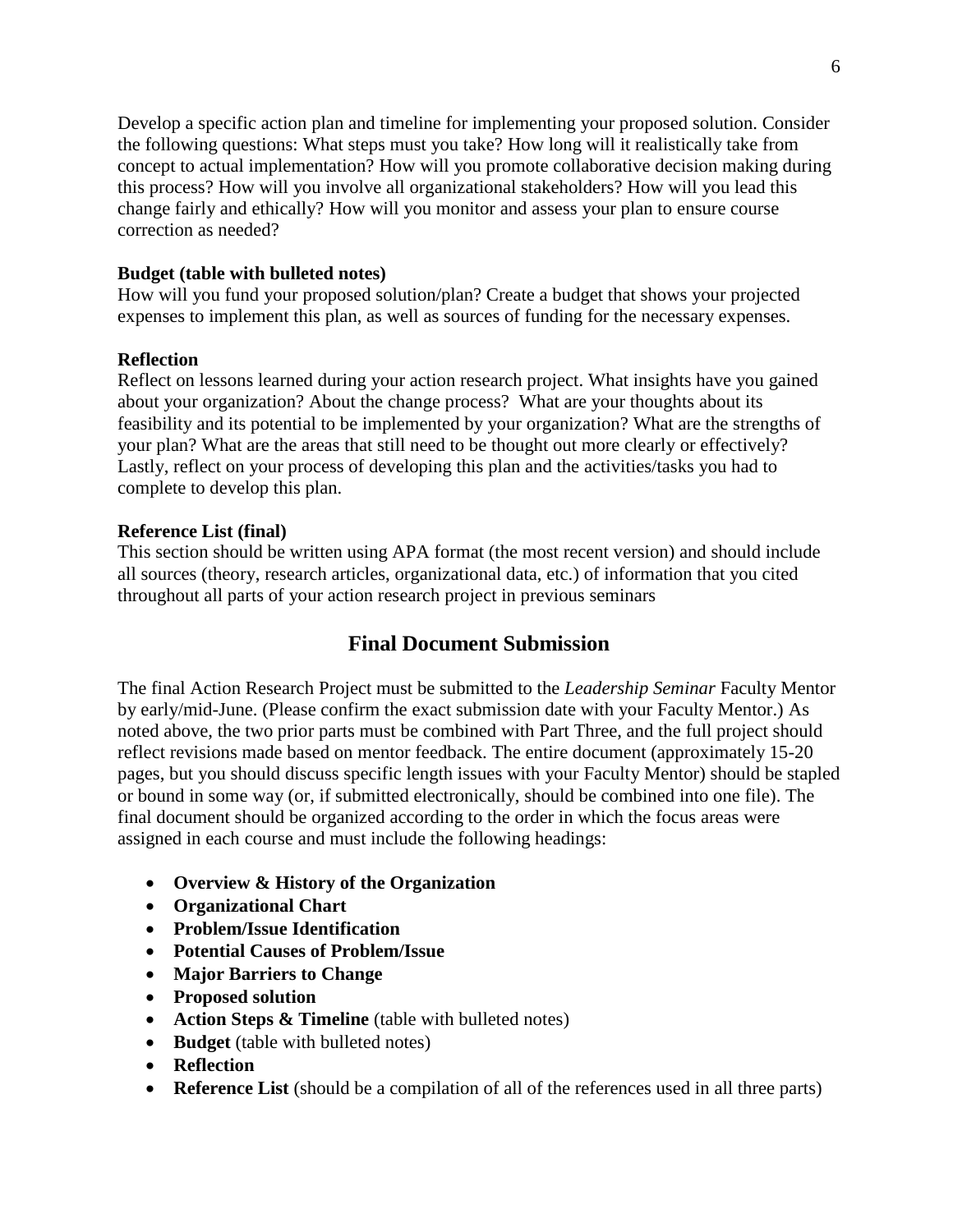Develop a specific action plan and timeline for implementing your proposed solution. Consider the following questions: What steps must you take? How long will it realistically take from concept to actual implementation? How will you promote collaborative decision making during this process? How will you involve all organizational stakeholders? How will you lead this change fairly and ethically? How will you monitor and assess your plan to ensure course correction as needed?

**Budget (table with bulleted notes)**
How will you fund your proposed solution/plan? Create a budget that shows your projected expenses to implement this plan, as well as sources of funding for the necessary expenses.

**Reflection**
Reflect on lessons learned during your action research project. What insights have you gained about your organization? About the change process? What are your thoughts about its feasibility and its potential to be implemented by your organization? What are the strengths of your plan? What are the areas that still need to be thought out more clearly or effectively? Lastly, reflect on your process of developing this plan and the activities/tasks you had to complete to develop this plan.

**Reference List (final)**
This section should be written using APA format (the most recent version) and should include all sources (theory, research articles, organizational data, etc.) of information that you cited throughout all parts of your action research project in previous seminars

## Final Document Submission

The final Action Research Project must be submitted to the *Leadership Seminar* Faculty Mentor by early/mid-June. (Please confirm the exact submission date with your Faculty Mentor.) As noted above, the two prior parts must be combined with Part Three, and the full project should reflect revisions made based on mentor feedback. The entire document (approximately 15-20 pages, but you should discuss specific length issues with your Faculty Mentor) should be stapled or bound in some way (or, if submitted electronically, should be combined into one file). The final document should be organized according to the order in which the focus areas were assigned in each course and must include the following headings:

- **Overview & History of the Organization**
- **Organizational Chart**
- **Problem/Issue Identification**
- **Potential Causes of Problem/Issue**
- **Major Barriers to Change**
- **Proposed solution**
- **Action Steps & Timeline** (table with bulleted notes)
- **Budget** (table with bulleted notes)
- **Reflection**
- **Reference List** (should be a compilation of all of the references used in all three parts)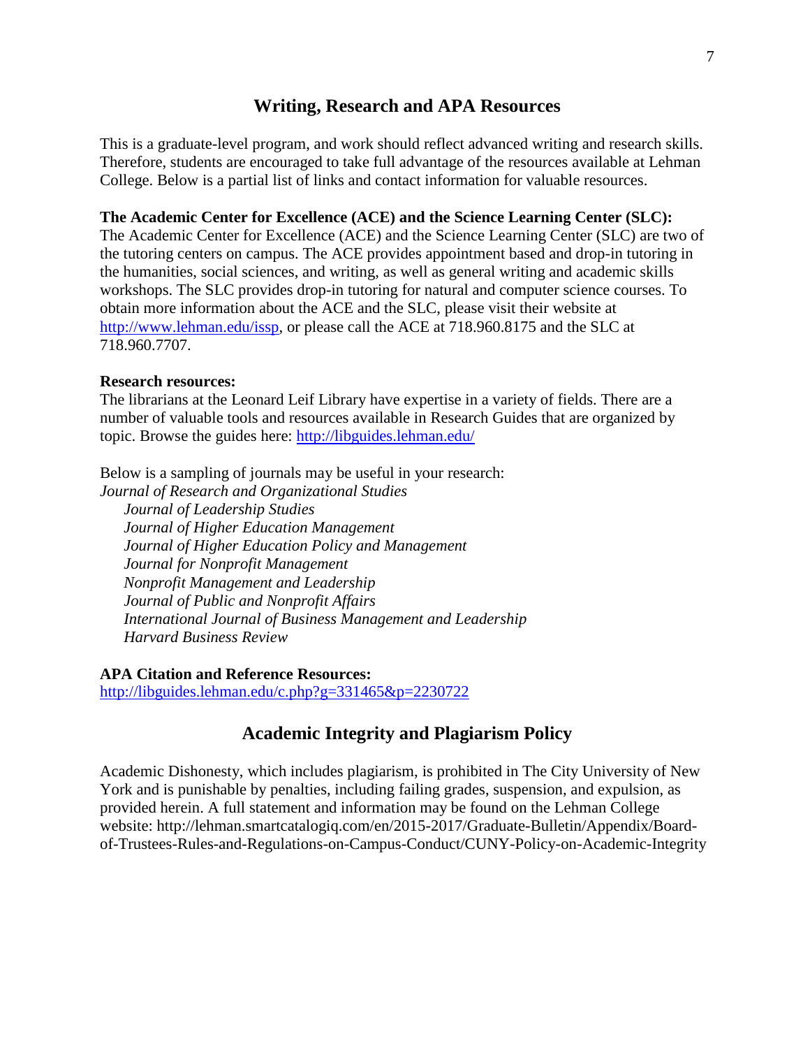## Writing, Research and APA Resources

This is a graduate-level program, and work should reflect advanced writing and research skills. Therefore, students are encouraged to take full advantage of the resources available at Lehman College. Below is a partial list of links and contact information for valuable resources.

**The Academic Center for Excellence (ACE) and the Science Learning Center (SLC):**
The Academic Center for Excellence (ACE) and the Science Learning Center (SLC) are two of the tutoring centers on campus. The ACE provides appointment based and drop-in tutoring in the humanities, social sciences, and writing, as well as general writing and academic skills workshops. The SLC provides drop-in tutoring for natural and computer science courses. To obtain more information about the ACE and the SLC, please visit their website at http://www.lehman.edu/issp, or please call the ACE at 718.960.8175 and the SLC at 718.960.7707.

**Research resources:**
The librarians at the Leonard Leif Library have expertise in a variety of fields. There are a number of valuable tools and resources available in Research Guides that are organized by topic. Browse the guides here: http://libguides.lehman.edu/

Below is a sampling of journals may be useful in your research:
*Journal of Research and Organizational Studies*
- *Journal of Leadership Studies*
- *Journal of Higher Education Management*
- *Journal of Higher Education Policy and Management*
- *Journal for Nonprofit Management*
- *Nonprofit Management and Leadership*
- *Journal of Public and Nonprofit Affairs*
- *International Journal of Business Management and Leadership*
- *Harvard Business Review*

**APA Citation and Reference Resources:**
http://libguides.lehman.edu/c.php?g=331465&p=2230722

## Academic Integrity and Plagiarism Policy

Academic Dishonesty, which includes plagiarism, is prohibited in The City University of New York and is punishable by penalties, including failing grades, suspension, and expulsion, as provided herein. A full statement and information may be found on the Lehman College website: http://lehman.smartcatalogiq.com/en/2015-2017/Graduate-Bulletin/Appendix/Board-of-Trustees-Rules-and-Regulations-on-Campus-Conduct/CUNY-Policy-on-Academic-Integrity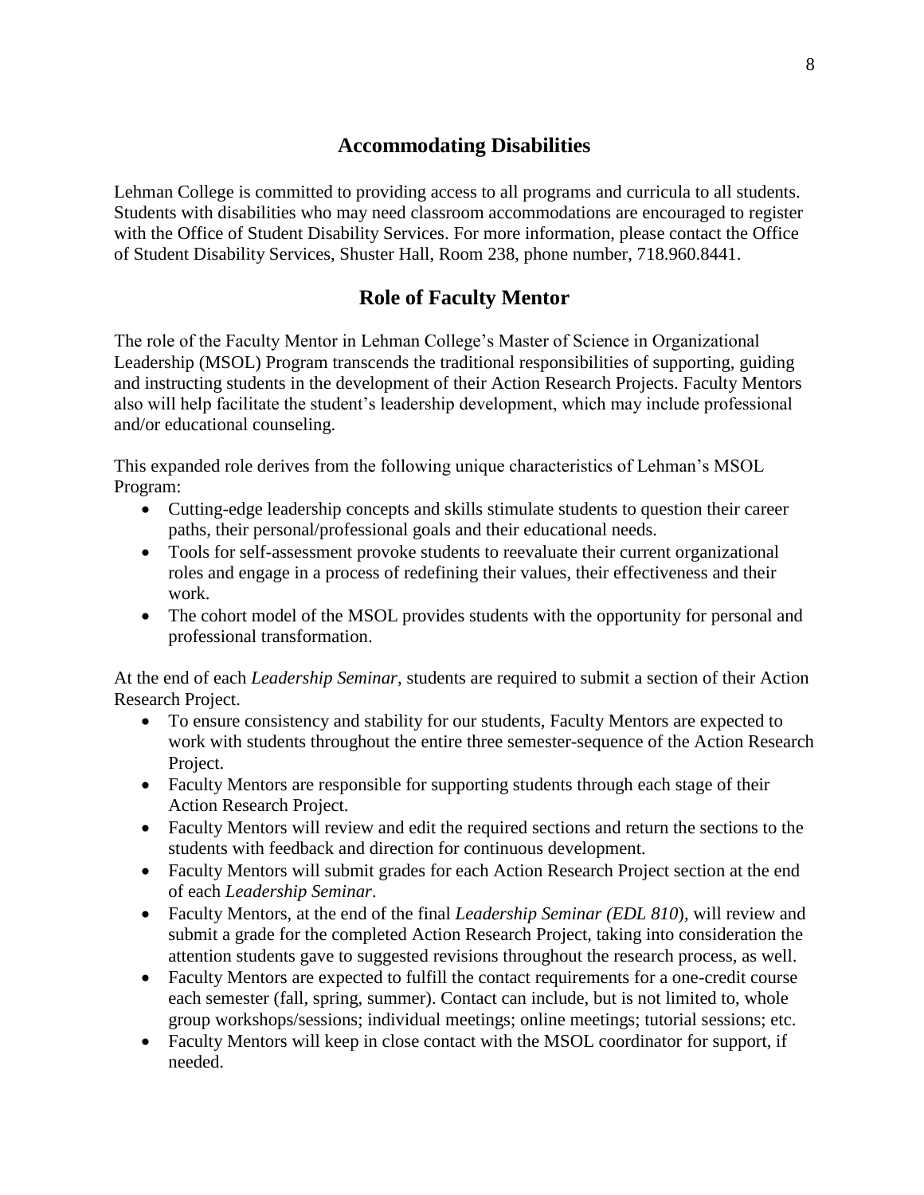## Accommodating Disabilities

Lehman College is committed to providing access to all programs and curricula to all students. Students with disabilities who may need classroom accommodations are encouraged to register with the Office of Student Disability Services. For more information, please contact the Office of Student Disability Services, Shuster Hall, Room 238, phone number, 718.960.8441.

## Role of Faculty Mentor

The role of the Faculty Mentor in Lehman College's Master of Science in Organizational Leadership (MSOL) Program transcends the traditional responsibilities of supporting, guiding and instructing students in the development of their Action Research Projects. Faculty Mentors also will help facilitate the student's leadership development, which may include professional and/or educational counseling.

This expanded role derives from the following unique characteristics of Lehman's MSOL Program:

- Cutting-edge leadership concepts and skills stimulate students to question their career paths, their personal/professional goals and their educational needs.
- Tools for self-assessment provoke students to reevaluate their current organizational roles and engage in a process of redefining their values, their effectiveness and their work.
- The cohort model of the MSOL provides students with the opportunity for personal and professional transformation.

At the end of each *Leadership Seminar*, students are required to submit a section of their Action Research Project.

- To ensure consistency and stability for our students, Faculty Mentors are expected to work with students throughout the entire three semester-sequence of the Action Research Project.
- Faculty Mentors are responsible for supporting students through each stage of their Action Research Project.
- Faculty Mentors will review and edit the required sections and return the sections to the students with feedback and direction for continuous development.
- Faculty Mentors will submit grades for each Action Research Project section at the end of each *Leadership Seminar*.
- Faculty Mentors, at the end of the final *Leadership Seminar (EDL 810*), will review and submit a grade for the completed Action Research Project, taking into consideration the attention students gave to suggested revisions throughout the research process, as well.
- Faculty Mentors are expected to fulfill the contact requirements for a one-credit course each semester (fall, spring, summer). Contact can include, but is not limited to, whole group workshops/sessions; individual meetings; online meetings; tutorial sessions; etc.
- Faculty Mentors will keep in close contact with the MSOL coordinator for support, if needed.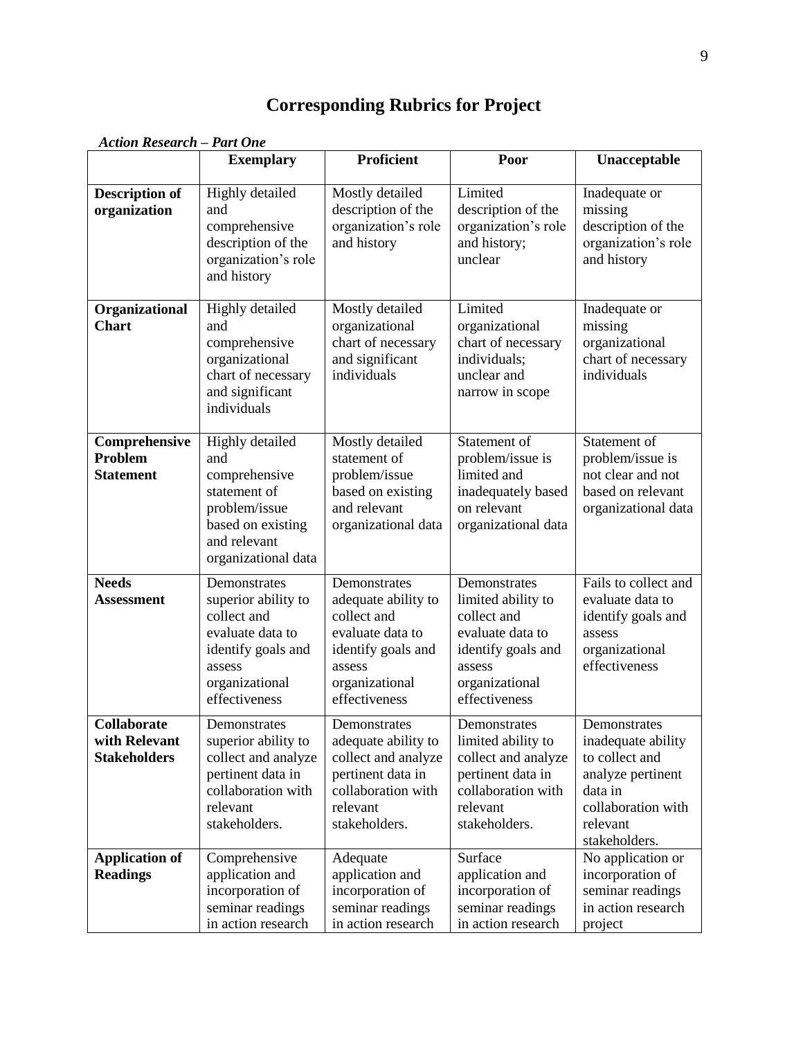# Corresponding Rubrics for Project

***Action Research – Part One***

| | Exemplary | Proficient | Poor | Unacceptable |
|---|---|---|---|---|
| **Description of organization** | Highly detailed and comprehensive description of the organization's role and history | Mostly detailed description of the organization's role and history | Limited description of the organization's role and history; unclear | Inadequate or missing description of the organization's role and history |
| **Organizational Chart** | Highly detailed and comprehensive organizational chart of necessary and significant individuals | Mostly detailed organizational chart of necessary and significant individuals | Limited organizational chart of necessary individuals; unclear and narrow in scope | Inadequate or missing organizational chart of necessary individuals |
| **Comprehensive Problem Statement** | Highly detailed and comprehensive statement of problem/issue based on existing and relevant organizational data | Mostly detailed statement of problem/issue based on existing and relevant organizational data | Statement of problem/issue is limited and inadequately based on relevant organizational data | Statement of problem/issue is not clear and not based on relevant organizational data |
| **Needs Assessment** | Demonstrates superior ability to collect and evaluate data to identify goals and assess organizational effectiveness | Demonstrates adequate ability to collect and evaluate data to identify goals and assess organizational effectiveness | Demonstrates limited ability to collect and evaluate data to identify goals and assess organizational effectiveness | Fails to collect and evaluate data to identify goals and assess organizational effectiveness |
| **Collaborate with Relevant Stakeholders** | Demonstrates superior ability to collect and analyze pertinent data in collaboration with relevant stakeholders. | Demonstrates adequate ability to collect and analyze pertinent data in collaboration with relevant stakeholders. | Demonstrates limited ability to collect and analyze pertinent data in collaboration with relevant stakeholders. | Demonstrates inadequate ability to collect and analyze pertinent data in collaboration with relevant stakeholders. |
| **Application of Readings** | Comprehensive application and incorporation of seminar readings in action research | Adequate application and incorporation of seminar readings in action research | Surface application and incorporation of seminar readings in action research | No application or incorporation of seminar readings in action research project |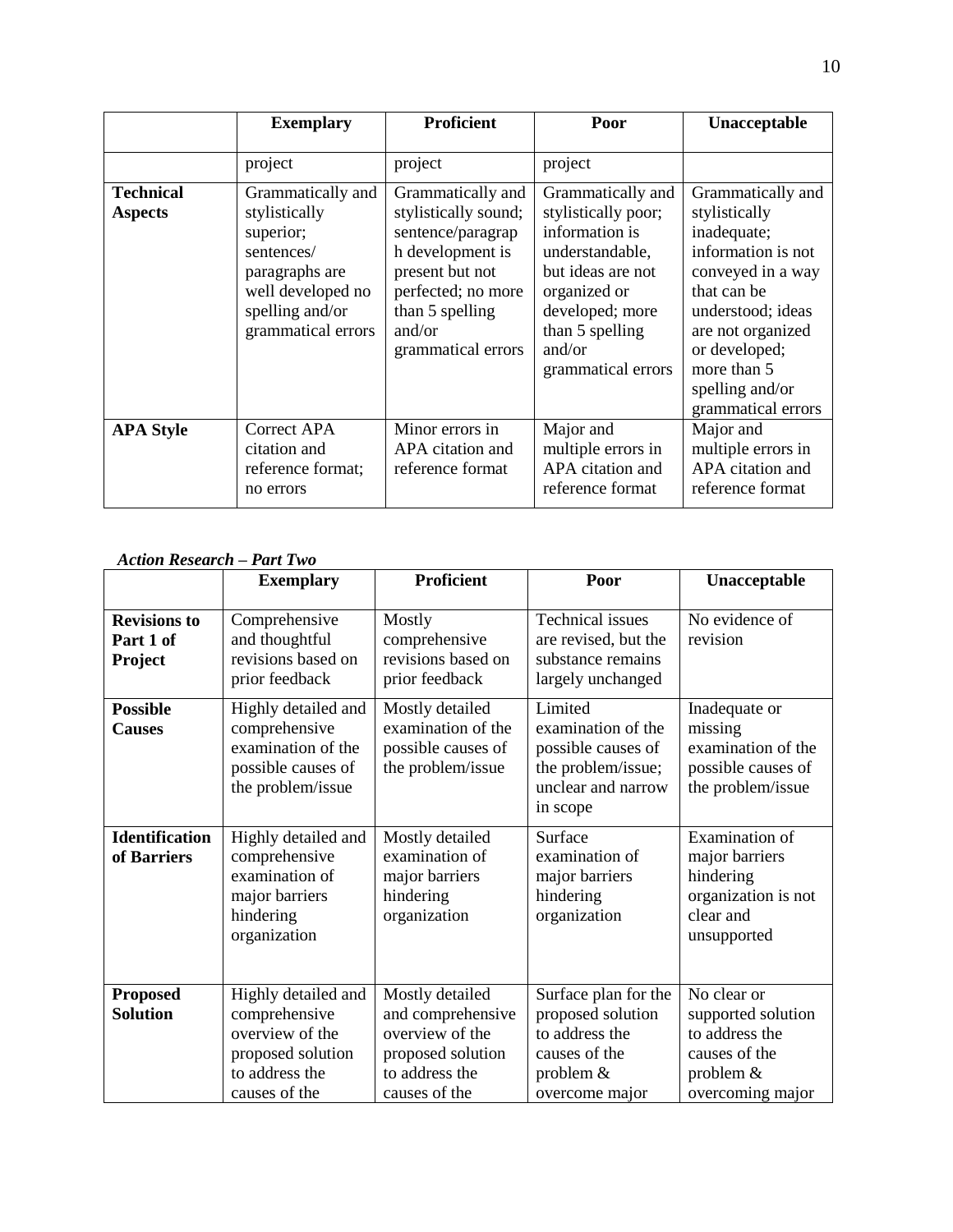| | Exemplary | Proficient | Poor | Unacceptable |
|---|---|---|---|---|
| | project | project | project | |
| **Technical Aspects** | Grammatically and stylistically superior; sentences/ paragraphs are well developed no spelling and/or grammatical errors | Grammatically and stylistically sound; sentence/paragraph development is present but not perfected; no more than 5 spelling and/or grammatical errors | Grammatically and stylistically poor; information is understandable, but ideas are not organized or developed; more than 5 spelling and/or grammatical errors | Grammatically and stylistically inadequate; information is not conveyed in a way that can be understood; ideas are not organized or developed; more than 5 spelling and/or grammatical errors |
| **APA Style** | Correct APA citation and reference format; no errors | Minor errors in APA citation and reference format | Major and multiple errors in APA citation and reference format | Major and multiple errors in APA citation and reference format |

***Action Research – Part Two***

| | Exemplary | Proficient | Poor | Unacceptable |
|---|---|---|---|---|
| **Revisions to Part 1 of Project** | Comprehensive and thoughtful revisions based on prior feedback | Mostly comprehensive revisions based on prior feedback | Technical issues are revised, but the substance remains largely unchanged | No evidence of revision |
| **Possible Causes** | Highly detailed and comprehensive examination of the possible causes of the problem/issue | Mostly detailed examination of the possible causes of the problem/issue | Limited examination of the possible causes of the problem/issue; unclear and narrow in scope | Inadequate or missing examination of the possible causes of the problem/issue |
| **Identification of Barriers** | Highly detailed and comprehensive examination of major barriers hindering organization | Mostly detailed examination of major barriers hindering organization | Surface examination of major barriers hindering organization | Examination of major barriers hindering organization is not clear and unsupported |
| **Proposed Solution** | Highly detailed and comprehensive overview of the proposed solution to address the causes of the | Mostly detailed and comprehensive overview of the proposed solution to address the causes of the | Surface plan for the proposed solution to address the causes of the problem & overcome major | No clear or supported solution to address the causes of the problem & overcoming major |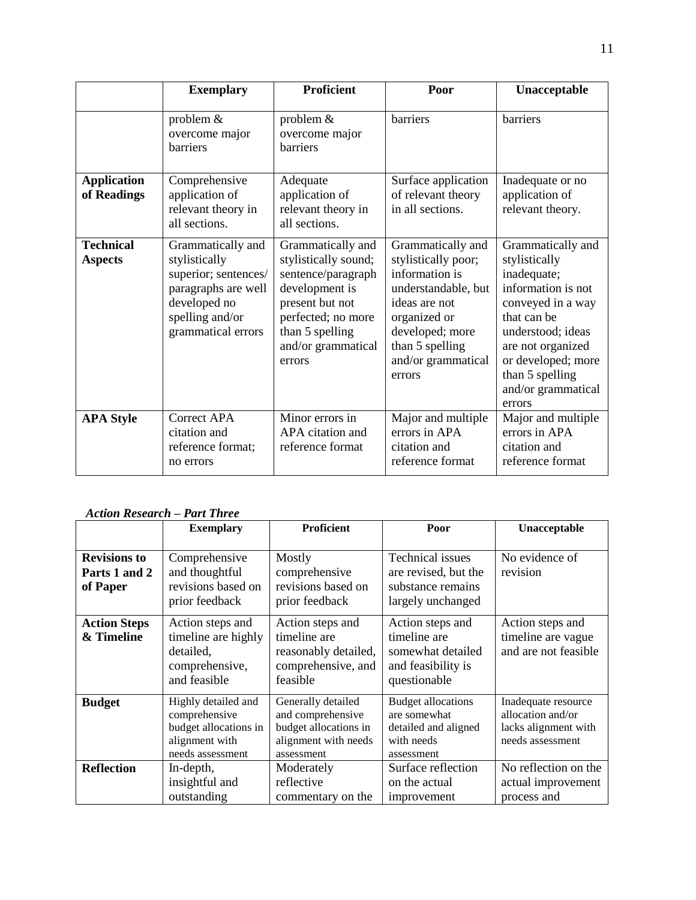| | **Exemplary** | **Proficient** | **Poor** | **Unacceptable** |
|---|---|---|---|---|
| | problem & overcome major barriers | problem & overcome major barriers | barriers | barriers |
| **Application of Readings** | Comprehensive application of relevant theory in all sections. | Adequate application of relevant theory in all sections. | Surface application of relevant theory in all sections. | Inadequate or no application of relevant theory. |
| **Technical Aspects** | Grammatically and stylistically superior; sentences/ paragraphs are well developed no spelling and/or grammatical errors | Grammatically and stylistically sound; sentence/paragraph development is present but not perfected; no more than 5 spelling and/or grammatical errors | Grammatically and stylistically poor; information is understandable, but ideas are not organized or developed; more than 5 spelling and/or grammatical errors | Grammatically and stylistically inadequate; information is not conveyed in a way that can be understood; ideas are not organized or developed; more than 5 spelling and/or grammatical errors |
| **APA Style** | Correct APA citation and reference format; no errors | Minor errors in APA citation and reference format | Major and multiple errors in APA citation and reference format | Major and multiple errors in APA citation and reference format |

***Action Research – Part Three***

| | **Exemplary** | **Proficient** | **Poor** | **Unacceptable** |
|---|---|---|---|---|
| **Revisions to Parts 1 and 2 of Paper** | Comprehensive and thoughtful revisions based on prior feedback | Mostly comprehensive revisions based on prior feedback | Technical issues are revised, but the substance remains largely unchanged | No evidence of revision |
| **Action Steps & Timeline** | Action steps and timeline are highly detailed, comprehensive, and feasible | Action steps and timeline are reasonably detailed, comprehensive, and feasible | Action steps and timeline are somewhat detailed and feasibility is questionable | Action steps and timeline are vague and are not feasible |
| **Budget** | Highly detailed and comprehensive budget allocations in alignment with needs assessment | Generally detailed and comprehensive budget allocations in alignment with needs assessment | Budget allocations are somewhat detailed and aligned with needs assessment | Inadequate resource allocation and/or lacks alignment with needs assessment |
| **Reflection** | In-depth, insightful and outstanding | Moderately reflective commentary on the | Surface reflection on the actual improvement | No reflection on the actual improvement process and |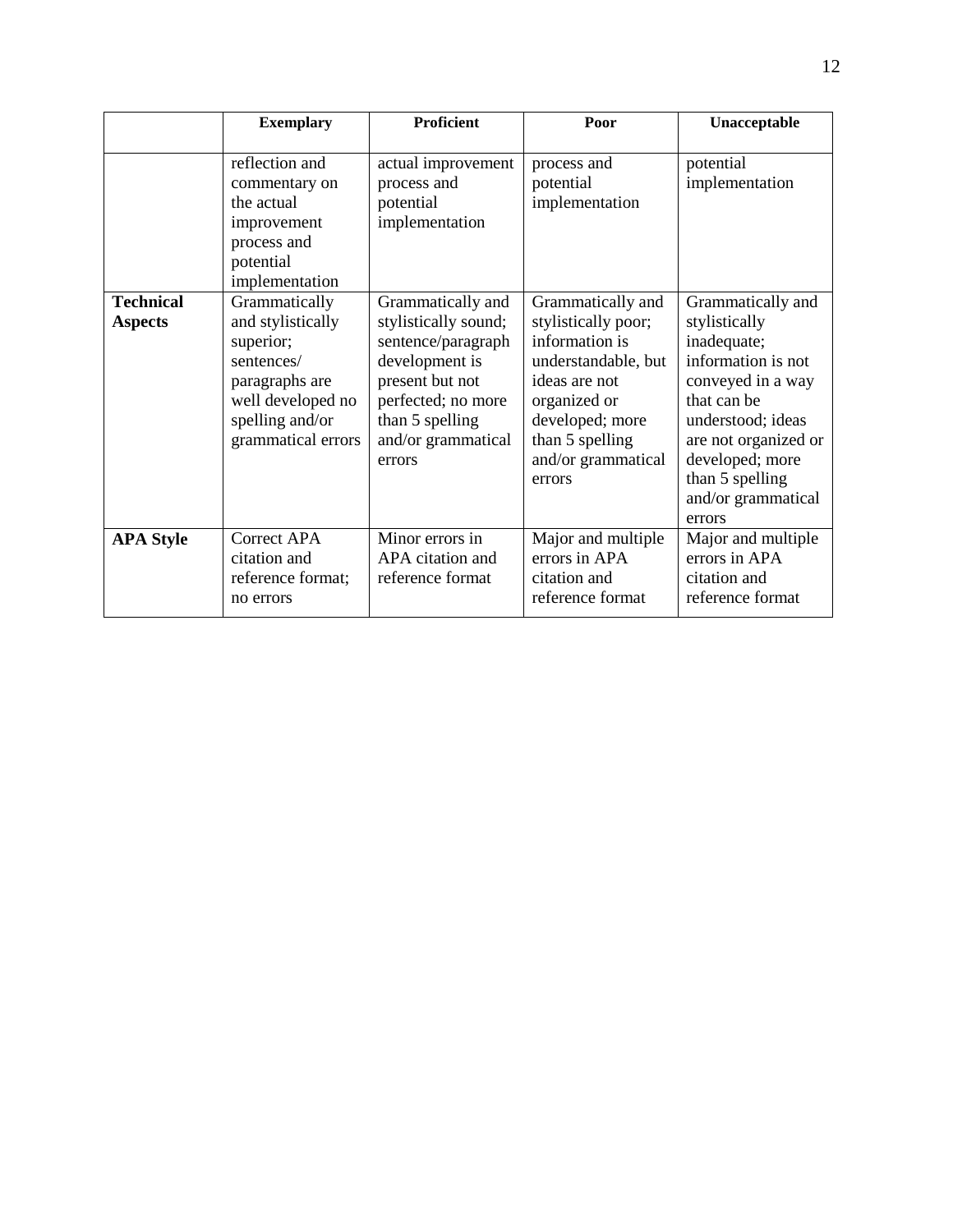| | Exemplary | Proficient | Poor | Unacceptable |
|---|---|---|---|---|
| | reflection and commentary on the actual improvement process and potential implementation | actual improvement process and potential implementation | process and potential implementation | potential implementation |
| **Technical Aspects** | Grammatically and stylistically superior; sentences/ paragraphs are well developed no spelling and/or grammatical errors | Grammatically and stylistically sound; sentence/paragraph development is present but not perfected; no more than 5 spelling and/or grammatical errors | Grammatically and stylistically poor; information is understandable, but ideas are not organized or developed; more than 5 spelling and/or grammatical errors | Grammatically and stylistically inadequate; information is not conveyed in a way that can be understood; ideas are not organized or developed; more than 5 spelling and/or grammatical errors |
| **APA Style** | Correct APA citation and reference format; no errors | Minor errors in APA citation and reference format | Major and multiple errors in APA citation and reference format | Major and multiple errors in APA citation and reference format |